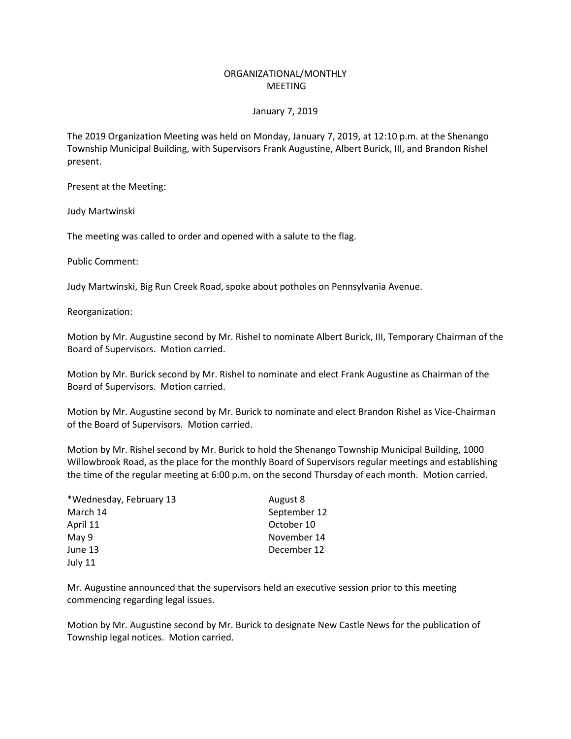# ORGANIZATIONAL/MONTHLY MEETING

January 7, 2019

The 2019 Organization Meeting was held on Monday, January 7, 2019, at 12:10 p.m. at the Shenango Township Municipal Building, with Supervisors Frank Augustine, Albert Burick, III, and Brandon Rishel present.

Present at the Meeting:

Judy Martwinski

The meeting was called to order and opened with a salute to the flag.

Public Comment:

Judy Martwinski, Big Run Creek Road, spoke about potholes on Pennsylvania Avenue.

Reorganization:

Motion by Mr. Augustine second by Mr. Rishel to nominate Albert Burick, III, Temporary Chairman of the Board of Supervisors. Motion carried.

Motion by Mr. Burick second by Mr. Rishel to nominate and elect Frank Augustine as Chairman of the Board of Supervisors. Motion carried.

Motion by Mr. Augustine second by Mr. Burick to nominate and elect Brandon Rishel as Vice-Chairman of the Board of Supervisors. Motion carried.

Motion by Mr. Rishel second by Mr. Burick to hold the Shenango Township Municipal Building, 1000 Willowbrook Road, as the place for the monthly Board of Supervisors regular meetings and establishing the time of the regular meeting at 6:00 p.m. on the second Thursday of each month. Motion carried.

*Wednesday, February 13
March 14
April 11
May 9
June 13
July 11
August 8
September 12
October 10
November 14
December 12

Mr. Augustine announced that the supervisors held an executive session prior to this meeting commencing regarding legal issues.

Motion by Mr. Augustine second by Mr. Burick to designate New Castle News for the publication of Township legal notices. Motion carried.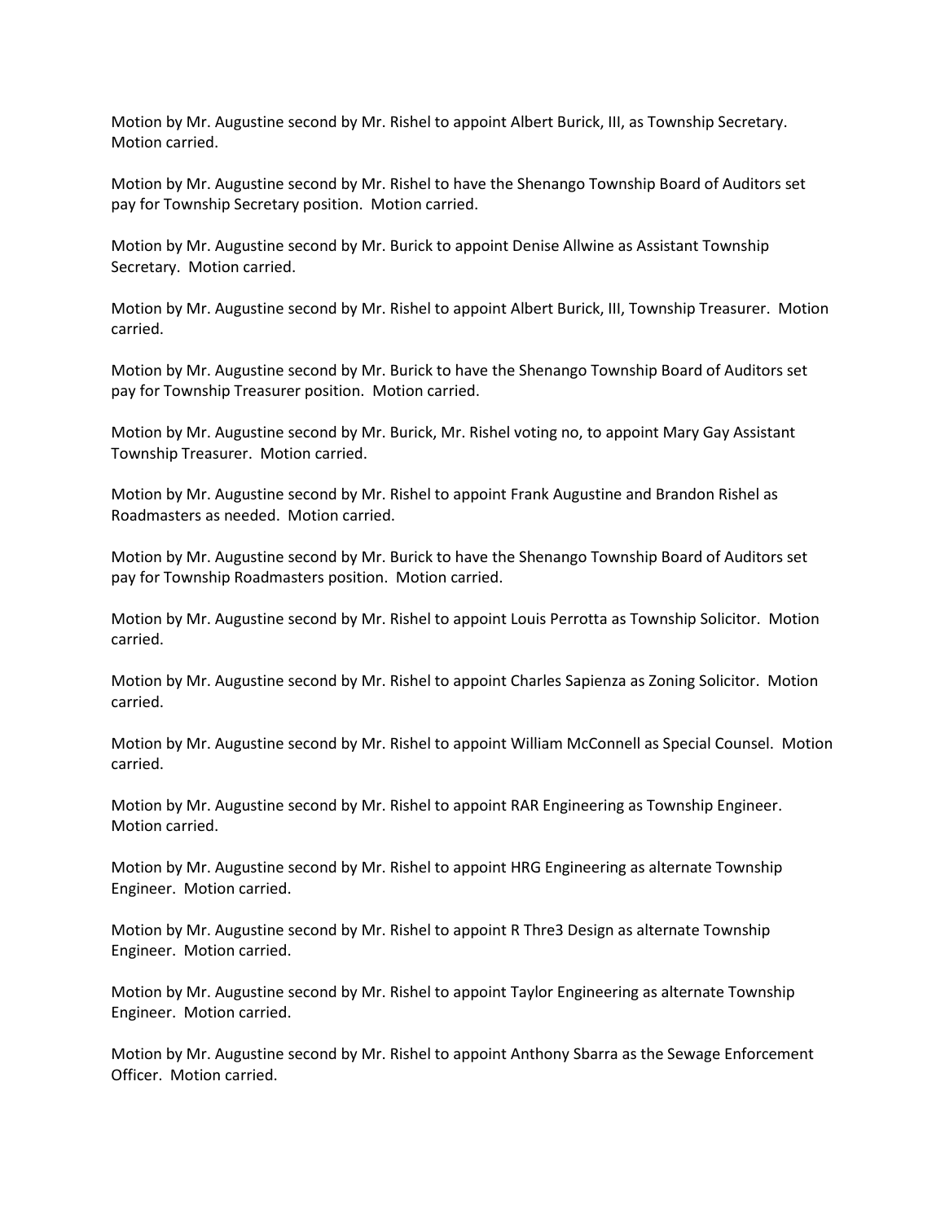Motion by Mr. Augustine second by Mr. Rishel to appoint Albert Burick, III, as Township Secretary. Motion carried.

Motion by Mr. Augustine second by Mr. Rishel to have the Shenango Township Board of Auditors set pay for Township Secretary position. Motion carried.

Motion by Mr. Augustine second by Mr. Burick to appoint Denise Allwine as Assistant Township Secretary. Motion carried.

Motion by Mr. Augustine second by Mr. Rishel to appoint Albert Burick, III, Township Treasurer. Motion carried.

Motion by Mr. Augustine second by Mr. Burick to have the Shenango Township Board of Auditors set pay for Township Treasurer position. Motion carried.

Motion by Mr. Augustine second by Mr. Burick, Mr. Rishel voting no, to appoint Mary Gay Assistant Township Treasurer. Motion carried.

Motion by Mr. Augustine second by Mr. Rishel to appoint Frank Augustine and Brandon Rishel as Roadmasters as needed. Motion carried.

Motion by Mr. Augustine second by Mr. Burick to have the Shenango Township Board of Auditors set pay for Township Roadmasters position. Motion carried.

Motion by Mr. Augustine second by Mr. Rishel to appoint Louis Perrotta as Township Solicitor. Motion carried.

Motion by Mr. Augustine second by Mr. Rishel to appoint Charles Sapienza as Zoning Solicitor. Motion carried.

Motion by Mr. Augustine second by Mr. Rishel to appoint William McConnell as Special Counsel. Motion carried.

Motion by Mr. Augustine second by Mr. Rishel to appoint RAR Engineering as Township Engineer. Motion carried.

Motion by Mr. Augustine second by Mr. Rishel to appoint HRG Engineering as alternate Township Engineer. Motion carried.

Motion by Mr. Augustine second by Mr. Rishel to appoint R Thre3 Design as alternate Township Engineer. Motion carried.

Motion by Mr. Augustine second by Mr. Rishel to appoint Taylor Engineering as alternate Township Engineer. Motion carried.

Motion by Mr. Augustine second by Mr. Rishel to appoint Anthony Sbarra as the Sewage Enforcement Officer. Motion carried.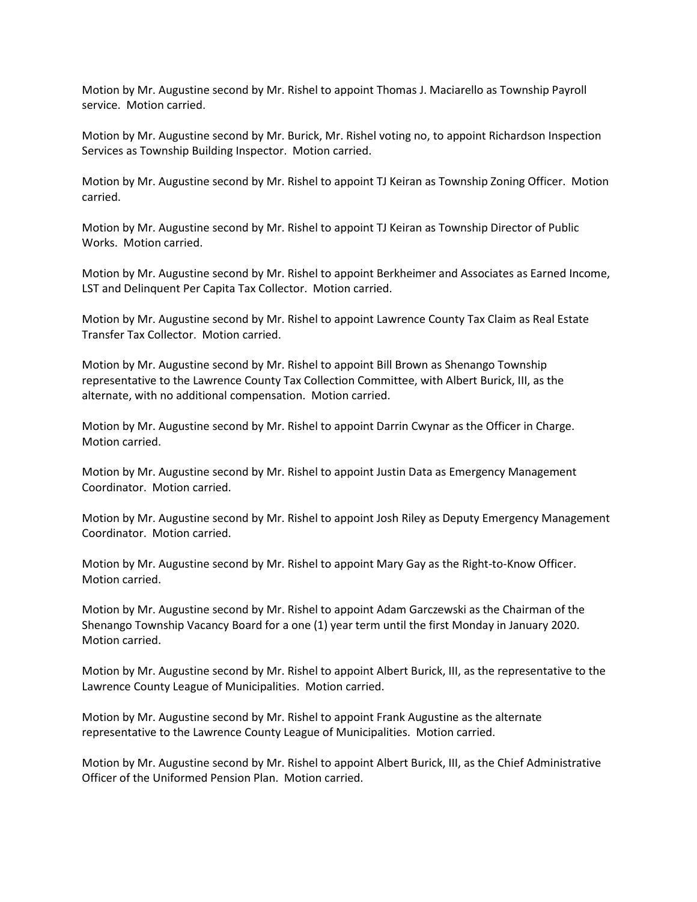Motion by Mr. Augustine second by Mr. Rishel to appoint Thomas J. Maciarello as Township Payroll service. Motion carried.

Motion by Mr. Augustine second by Mr. Burick, Mr. Rishel voting no, to appoint Richardson Inspection Services as Township Building Inspector. Motion carried.

Motion by Mr. Augustine second by Mr. Rishel to appoint TJ Keiran as Township Zoning Officer. Motion carried.

Motion by Mr. Augustine second by Mr. Rishel to appoint TJ Keiran as Township Director of Public Works. Motion carried.

Motion by Mr. Augustine second by Mr. Rishel to appoint Berkheimer and Associates as Earned Income, LST and Delinquent Per Capita Tax Collector. Motion carried.

Motion by Mr. Augustine second by Mr. Rishel to appoint Lawrence County Tax Claim as Real Estate Transfer Tax Collector. Motion carried.

Motion by Mr. Augustine second by Mr. Rishel to appoint Bill Brown as Shenango Township representative to the Lawrence County Tax Collection Committee, with Albert Burick, III, as the alternate, with no additional compensation. Motion carried.

Motion by Mr. Augustine second by Mr. Rishel to appoint Darrin Cwynar as the Officer in Charge. Motion carried.

Motion by Mr. Augustine second by Mr. Rishel to appoint Justin Data as Emergency Management Coordinator. Motion carried.

Motion by Mr. Augustine second by Mr. Rishel to appoint Josh Riley as Deputy Emergency Management Coordinator. Motion carried.

Motion by Mr. Augustine second by Mr. Rishel to appoint Mary Gay as the Right-to-Know Officer. Motion carried.

Motion by Mr. Augustine second by Mr. Rishel to appoint Adam Garczewski as the Chairman of the Shenango Township Vacancy Board for a one (1) year term until the first Monday in January 2020. Motion carried.

Motion by Mr. Augustine second by Mr. Rishel to appoint Albert Burick, III, as the representative to the Lawrence County League of Municipalities. Motion carried.

Motion by Mr. Augustine second by Mr. Rishel to appoint Frank Augustine as the alternate representative to the Lawrence County League of Municipalities. Motion carried.

Motion by Mr. Augustine second by Mr. Rishel to appoint Albert Burick, III, as the Chief Administrative Officer of the Uniformed Pension Plan. Motion carried.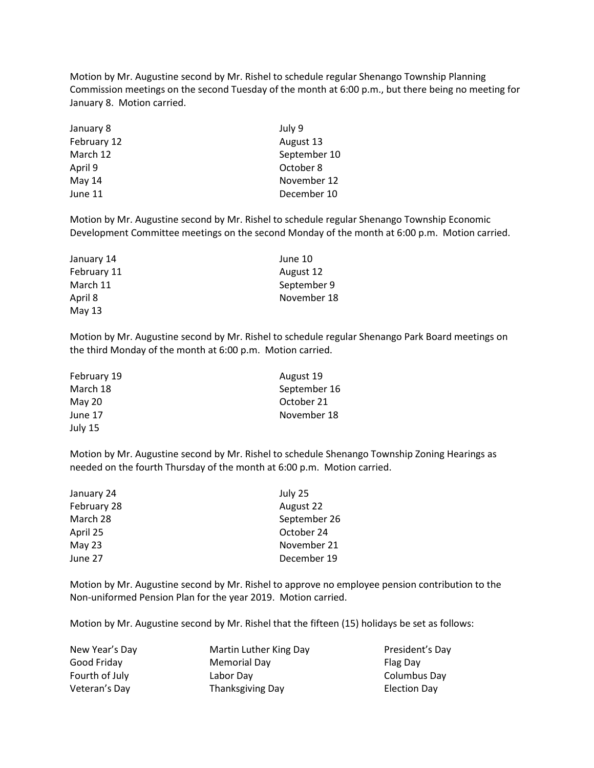Motion by Mr. Augustine second by Mr. Rishel to schedule regular Shenango Township Planning Commission meetings on the second Tuesday of the month at 6:00 p.m., but there being no meeting for January 8. Motion carried.

| | |
|---|---|
| January 8 | July 9 |
| February 12 | August 13 |
| March 12 | September 10 |
| April 9 | October 8 |
| May 14 | November 12 |
| June 11 | December 10 |

Motion by Mr. Augustine second by Mr. Rishel to schedule regular Shenango Township Economic Development Committee meetings on the second Monday of the month at 6:00 p.m. Motion carried.

| | |
|---|---|
| January 14 | June 10 |
| February 11 | August 12 |
| March 11 | September 9 |
| April 8 | November 18 |
| May 13 | |

Motion by Mr. Augustine second by Mr. Rishel to schedule regular Shenango Park Board meetings on the third Monday of the month at 6:00 p.m. Motion carried.

| | |
|---|---|
| February 19 | August 19 |
| March 18 | September 16 |
| May 20 | October 21 |
| June 17 | November 18 |
| July 15 | |

Motion by Mr. Augustine second by Mr. Rishel to schedule Shenango Township Zoning Hearings as needed on the fourth Thursday of the month at 6:00 p.m. Motion carried.

| | |
|---|---|
| January 24 | July 25 |
| February 28 | August 22 |
| March 28 | September 26 |
| April 25 | October 24 |
| May 23 | November 21 |
| June 27 | December 19 |

Motion by Mr. Augustine second by Mr. Rishel to approve no employee pension contribution to the Non-uniformed Pension Plan for the year 2019. Motion carried.

Motion by Mr. Augustine second by Mr. Rishel that the fifteen (15) holidays be set as follows:

| | | |
|---|---|---|
| New Year's Day | Martin Luther King Day | President's Day |
| Good Friday | Memorial Day | Flag Day |
| Fourth of July | Labor Day | Columbus Day |
| Veteran's Day | Thanksgiving Day | Election Day |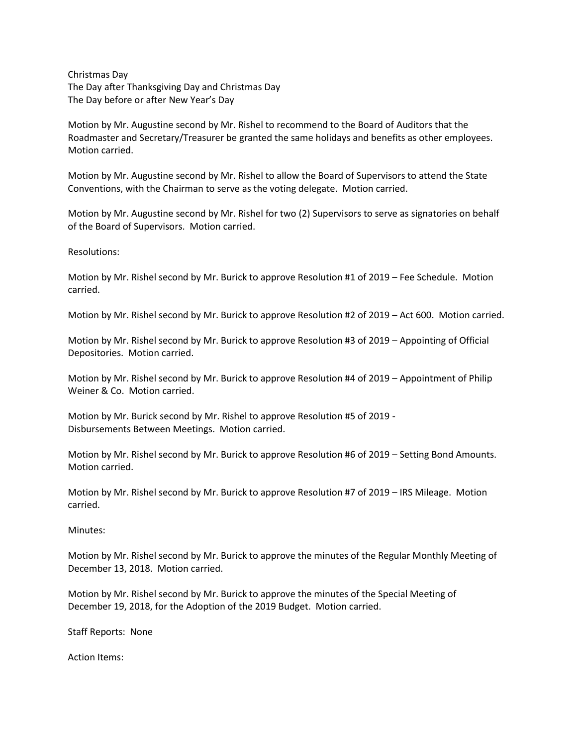Christmas Day
The Day after Thanksgiving Day and Christmas Day
The Day before or after New Year's Day

Motion by Mr. Augustine second by Mr. Rishel to recommend to the Board of Auditors that the Roadmaster and Secretary/Treasurer be granted the same holidays and benefits as other employees. Motion carried.

Motion by Mr. Augustine second by Mr. Rishel to allow the Board of Supervisors to attend the State Conventions, with the Chairman to serve as the voting delegate. Motion carried.

Motion by Mr. Augustine second by Mr. Rishel for two (2) Supervisors to serve as signatories on behalf of the Board of Supervisors. Motion carried.

Resolutions:

Motion by Mr. Rishel second by Mr. Burick to approve Resolution #1 of 2019 – Fee Schedule. Motion carried.

Motion by Mr. Rishel second by Mr. Burick to approve Resolution #2 of 2019 – Act 600. Motion carried.

Motion by Mr. Rishel second by Mr. Burick to approve Resolution #3 of 2019 – Appointing of Official Depositories. Motion carried.

Motion by Mr. Rishel second by Mr. Burick to approve Resolution #4 of 2019 – Appointment of Philip Weiner & Co. Motion carried.

Motion by Mr. Burick second by Mr. Rishel to approve Resolution #5 of 2019 - Disbursements Between Meetings. Motion carried.

Motion by Mr. Rishel second by Mr. Burick to approve Resolution #6 of 2019 – Setting Bond Amounts. Motion carried.

Motion by Mr. Rishel second by Mr. Burick to approve Resolution #7 of 2019 – IRS Mileage. Motion carried.

Minutes:

Motion by Mr. Rishel second by Mr. Burick to approve the minutes of the Regular Monthly Meeting of December 13, 2018. Motion carried.

Motion by Mr. Rishel second by Mr. Burick to approve the minutes of the Special Meeting of December 19, 2018, for the Adoption of the 2019 Budget. Motion carried.

Staff Reports: None

Action Items: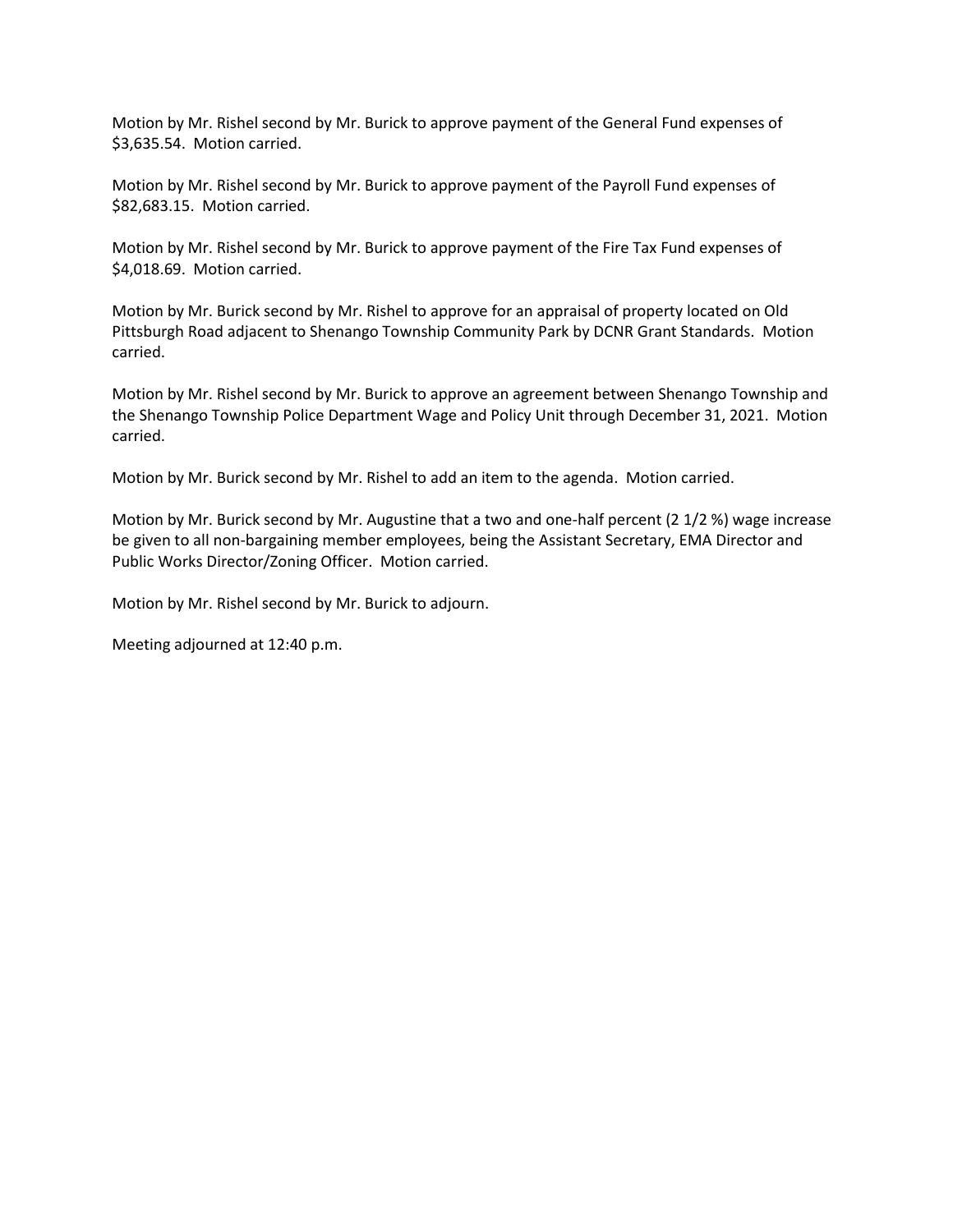Motion by Mr. Rishel second by Mr. Burick to approve payment of the General Fund expenses of $3,635.54. Motion carried.

Motion by Mr. Rishel second by Mr. Burick to approve payment of the Payroll Fund expenses of $82,683.15. Motion carried.

Motion by Mr. Rishel second by Mr. Burick to approve payment of the Fire Tax Fund expenses of $4,018.69. Motion carried.

Motion by Mr. Burick second by Mr. Rishel to approve for an appraisal of property located on Old Pittsburgh Road adjacent to Shenango Township Community Park by DCNR Grant Standards. Motion carried.

Motion by Mr. Rishel second by Mr. Burick to approve an agreement between Shenango Township and the Shenango Township Police Department Wage and Policy Unit through December 31, 2021. Motion carried.

Motion by Mr. Burick second by Mr. Rishel to add an item to the agenda. Motion carried.

Motion by Mr. Burick second by Mr. Augustine that a two and one-half percent (2 1/2 %) wage increase be given to all non-bargaining member employees, being the Assistant Secretary, EMA Director and Public Works Director/Zoning Officer. Motion carried.

Motion by Mr. Rishel second by Mr. Burick to adjourn.

Meeting adjourned at 12:40 p.m.